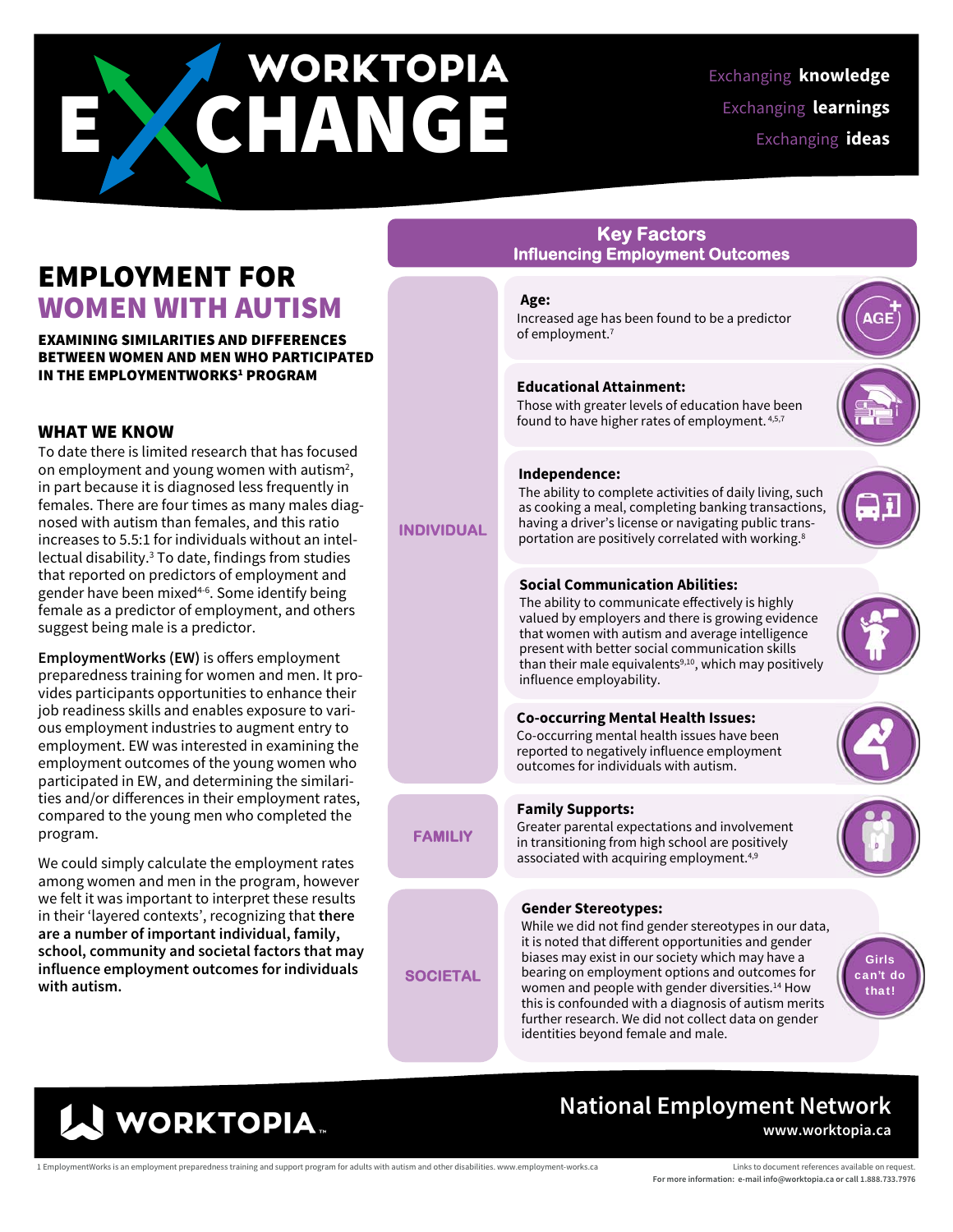# WORKTOPIA EXCHANGE

Exchanging **knowledge**
Exchanging **learnings**
Exchanging **ideas**

# EMPLOYMENT FOR WOMEN WITH AUTISM

**EXAMINING SIMILARITIES AND DIFFERENCES BETWEEN WOMEN AND MEN WHO PARTICIPATED IN THE EMPLOYMENTWORKS[1] PROGRAM**

## WHAT WE KNOW

To date there is limited research that has focused on employment and young women with autism[2], in part because it is diagnosed less frequently in females. There are four times as many males diagnosed with autism than females, and this ratio increases to 5.5:1 for individuals without an intellectual disability.[3] To date, findings from studies that reported on predictors of employment and gender have been mixed[4-6]. Some identify being female as a predictor of employment, and others suggest being male is a predictor.

**EmploymentWorks (EW)** is offers employment preparedness training for women and men. It provides participants opportunities to enhance their job readiness skills and enables exposure to various employment industries to augment entry to employment. EW was interested in examining the employment outcomes of the young women who participated in EW, and determining the similarities and/or differences in their employment rates, compared to the young men who completed the program.

We could simply calculate the employment rates among women and men in the program, however we felt it was important to interpret these results in their 'layered contexts', recognizing that **there are a number of important individual, family, school, community and societal factors that may influence employment outcomes for individuals with autism.**

## Key Factors Influencing Employment Outcomes

### INDIVIDUAL

**Age:**
Increased age has been found to be a predictor of employment.[7]

**Educational Attainment:**
Those with greater levels of education have been found to have higher rates of employment.[4,5,7]

**Independence:**
The ability to complete activities of daily living, such as cooking a meal, completing banking transactions, having a driver's license or navigating public transportation are positively correlated with working.[8]

**Social Communication Abilities:**
The ability to communicate effectively is highly valued by employers and there is growing evidence that women with autism and average intelligence present with better social communication skills than their male equivalents[9,10], which may positively influence employability.

**Co-occurring Mental Health Issues:**
Co-occurring mental health issues have been reported to negatively influence employment outcomes for individuals with autism.

### FAMILIY

**Family Supports:**
Greater parental expectations and involvement in transitioning from high school are positively associated with acquiring employment.[4,9]

### SOCIETAL

**Gender Stereotypes:**
While we did not find gender stereotypes in our data, it is noted that different opportunities and gender biases may exist in our society which may have a bearing on employment options and outcomes for women and people with gender diversities.[14] How this is confounded with a diagnosis of autism merits further research. We did not collect data on gender identities beyond female and male.

Girls can't do that!

WORKTOPIA

National Employment Network
www.worktopia.ca

1 EmploymentWorks is an employment preparedness training and support program for adults with autism and other disabilities. www.employment-works.ca

Links to document references available on request.
For more information: e-mail info@worktopia.ca or call 1.888.733.7976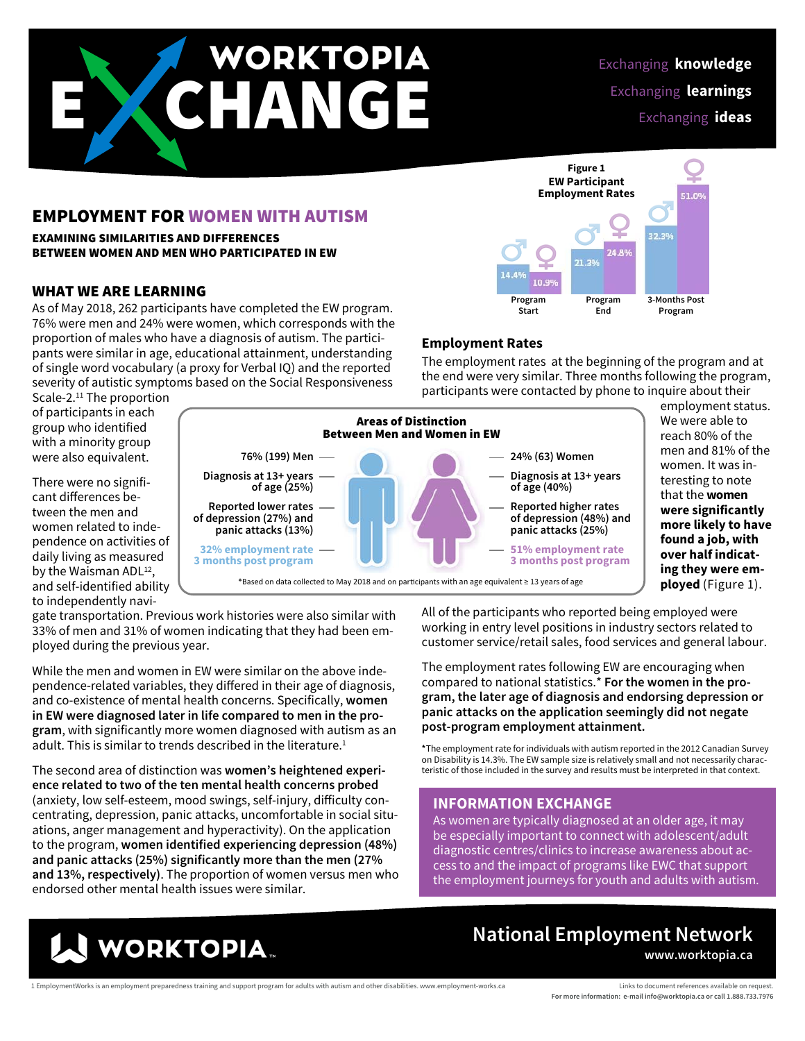# WORKTOPIA EXCHANGE

Exchanging **knowledge**
Exchanging **learnings**
Exchanging **ideas**

## EMPLOYMENT FOR WOMEN WITH AUTISM

**EXAMINING SIMILARITIES AND DIFFERENCES BETWEEN WOMEN AND MEN WHO PARTICIPATED IN EW**

### WHAT WE ARE LEARNING

As of May 2018, 262 participants have completed the EW program. 76% were men and 24% were women, which corresponds with the proportion of males who have a diagnosis of autism. The participants were similar in age, educational attainment, understanding of single word vocabulary (a proxy for Verbal IQ) and the reported severity of autistic symptoms based on the Social Responsiveness Scale-2.[11] The proportion of participants in each group who identified with a minority group were also equivalent.

There were no significant differences between the men and women related to independence on activities of daily living as measured by the Waisman ADL[12], and self-identified ability to independently navigate transportation. Previous work histories were also similar with 33% of men and 31% of women indicating that they had been employed during the previous year.

While the men and women in EW were similar on the above independence-related variables, they differed in their age of diagnosis, and co-existence of mental health concerns. Specifically, **women in EW were diagnosed later in life compared to men in the program**, with significantly more women diagnosed with autism as an adult. This is similar to trends described in the literature.[1]

The second area of distinction was **women's heightened experience related to two of the ten mental health concerns probed** (anxiety, low self-esteem, mood swings, self-injury, difficulty concentrating, depression, panic attacks, uncomfortable in social situations, anger management and hyperactivity). On the application to the program, **women identified experiencing depression (48%) and panic attacks (25%) significantly more than the men (27% and 13%, respectively)**. The proportion of women versus men who endorsed other mental health issues were similar.

**Areas of Distinction Between Men and Women in EW**

76% (199) Men
Diagnosis at 13+ years of age (25%)
Reported lower rates of depression (27%) and panic attacks (13%)
32% employment rate 3 months post program

24% (63) Women
Diagnosis at 13+ years of age (40%)
Reported higher rates of depression (48%) and panic attacks (25%)
51% employment rate 3 months post program

*Based on data collected to May 2018 and on participants with an age equivalent ≥ 13 years of age

**Figure 1**
**EW Participant Employment Rates**

Program Start: 14.4% 10.9%
Program End: 21.3% 24.8%
3-Months Post Program: 32.3% 51.0%

### Employment Rates

The employment rates at the beginning of the program and at the end were very similar. Three months following the program, participants were contacted by phone to inquire about their employment status. We were able to reach 80% of the men and 81% of the women. It was interesting to note that the **women were significantly more likely to have found a job, with over half indicating they were employed** (Figure 1).

All of the participants who reported being employed were working in entry level positions in industry sectors related to customer service/retail sales, food services and general labour.

The employment rates following EW are encouraging when compared to national statistics.* **For the women in the program, the later age of diagnosis and endorsing depression or panic attacks on the application seemingly did not negate post-program employment attainment.**

*The employment rate for individuals with autism reported in the 2012 Canadian Survey on Disability is 14.3%. The EW sample size is relatively small and not necessarily characteristic of those included in the survey and results must be interpreted in that context.

### INFORMATION EXCHANGE

As women are typically diagnosed at an older age, it may be especially important to connect with adolescent/adult diagnostic centres/clinics to increase awareness about access to and the impact of programs like EWC that support the employment journeys for youth and adults with autism.

WORKTOPIA™

**National Employment Network**
**www.worktopia.ca**

1 EmploymentWorks is an employment preparedness training and support program for adults with autism and other disabilities. www.employment-works.ca

Links to document references available on request.

**For more information: e-mail info@worktopia.ca or call 1.888.733.7976**